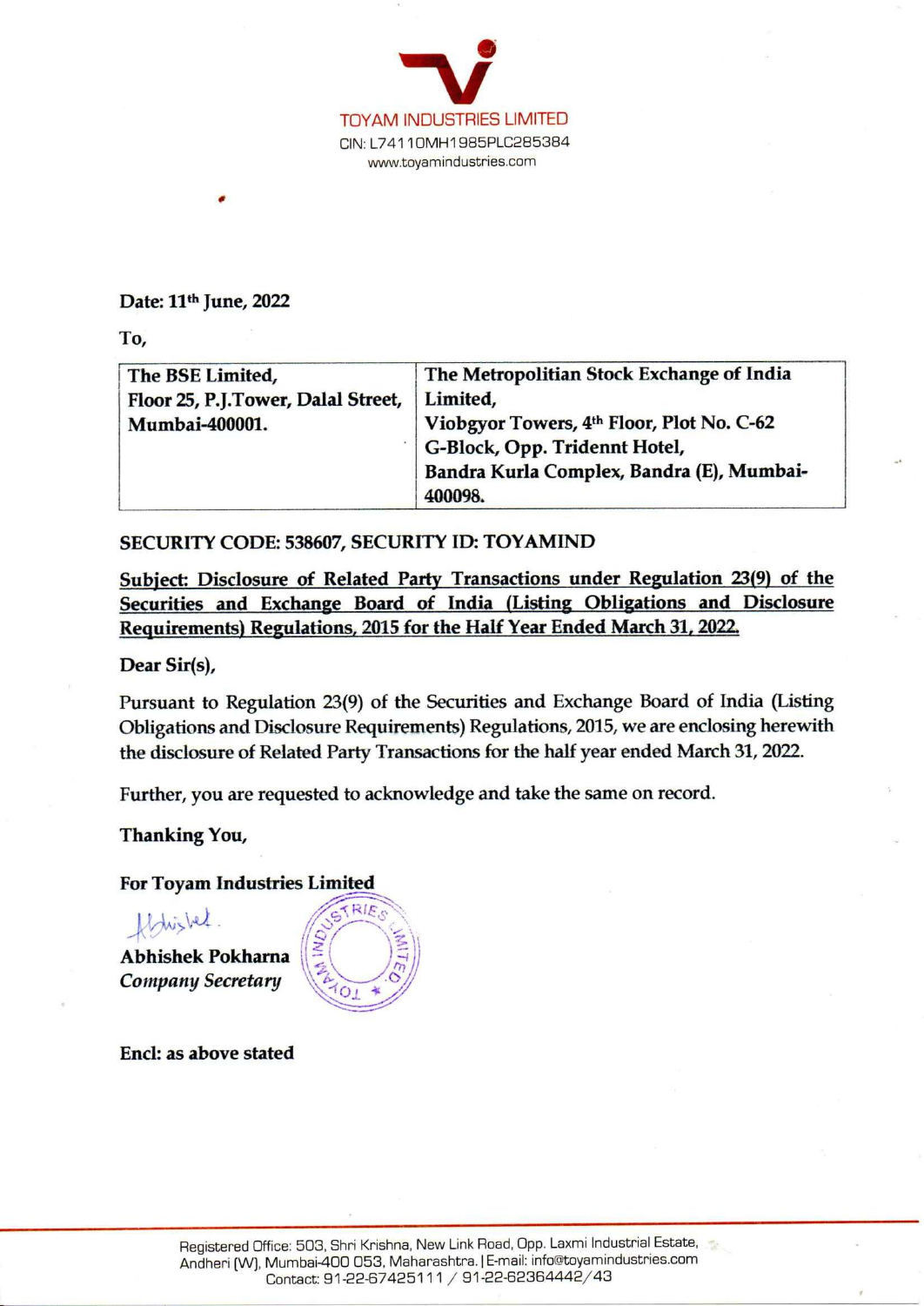TOYAM INDUSTRIES LIMITED
CIN: L74110MH1985PLC285384
www.toyamindustries.com

**Date: 11th June, 2022**

**To,**

| **The BSE Limited,**<br>**Floor 25, P.J.Tower, Dalal Street,**<br>**Mumbai-400001.** | **The Metropolitan Stock Exchange of India Limited,**<br>**Viobgyor Towers, 4th Floor, Plot No. C-62**<br>**G-Block, Opp. Tridennt Hotel,**<br>**Bandra Kurla Complex, Bandra (E), Mumbai-400098.** |
|---|---|

**SECURITY CODE: 538607, SECURITY ID: TOYAMIND**

**Subject: Disclosure of Related Party Transactions under Regulation 23(9) of the Securities and Exchange Board of India (Listing Obligations and Disclosure Requirements) Regulations, 2015 for the Half Year Ended March 31, 2022.**

**Dear Sir(s),**

Pursuant to Regulation 23(9) of the Securities and Exchange Board of India (Listing Obligations and Disclosure Requirements) Regulations, 2015, we are enclosing herewith the disclosure of Related Party Transactions for the half year ended March 31, 2022.

Further, you are requested to acknowledge and take the same on record.

**Thanking You,**

**For Toyam Industries Limited**

**Abhishek Pokharna**
***Company Secretary***

**Encl: as above stated**

Registered Office: 503, Shri Krishna, New Link Road, Opp. Laxmi Industrial Estate, Andheri (W), Mumbai-400 053, Maharashtra. | E-mail: info@toyamindustries.com
Contact: 91-22-67425111 / 91-22-62364442/43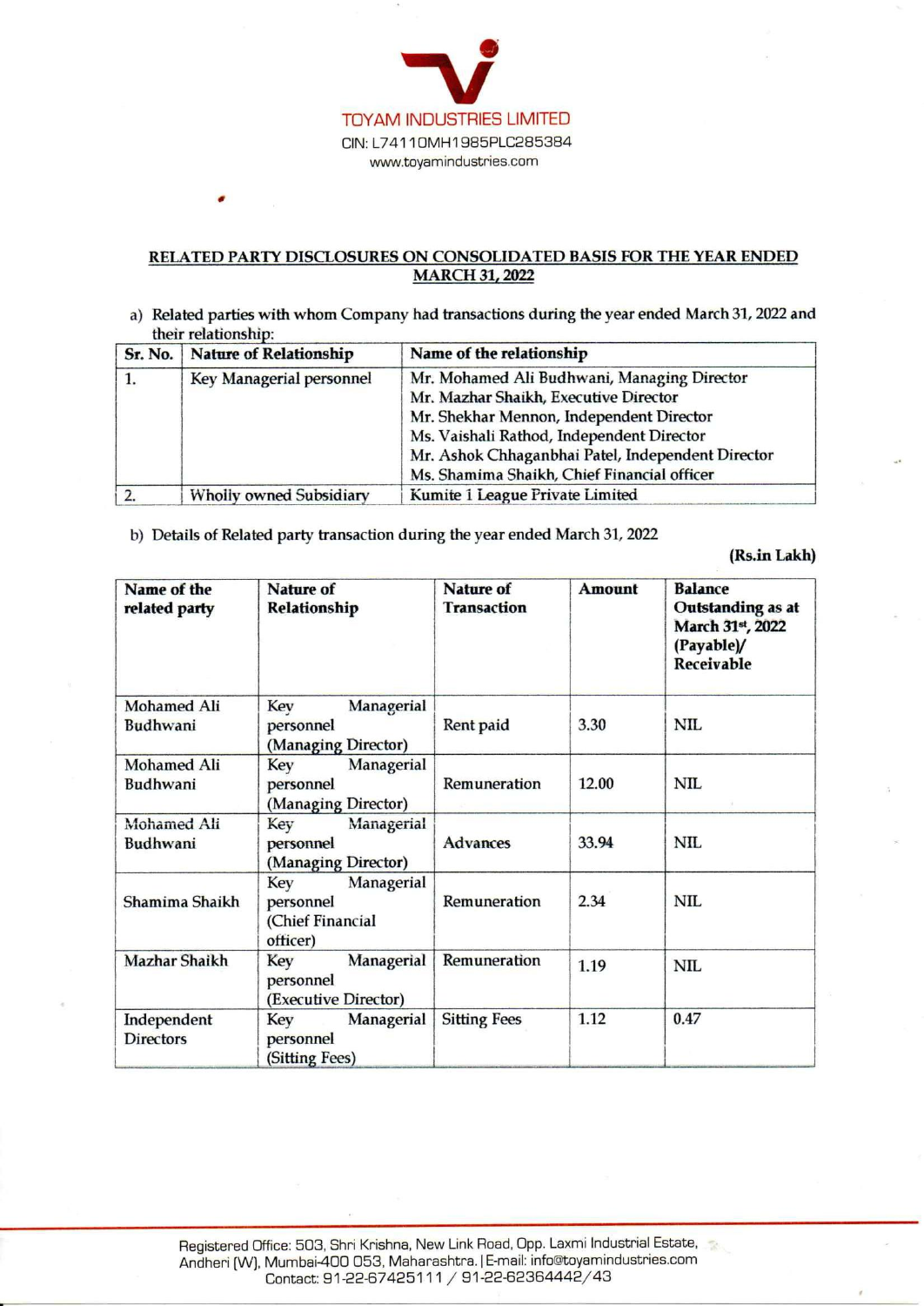TOYAM INDUSTRIES LIMITED
CIN: L74110MH1985PLC285384
www.toyamindustries.com

## RELATED PARTY DISCLOSURES ON CONSOLIDATED BASIS FOR THE YEAR ENDED MARCH 31, 2022

a) Related parties with whom Company had transactions during the year ended March 31, 2022 and their relationship:

| Sr. No. | Nature of Relationship | Name of the relationship |
|---|---|---|
| 1. | Key Managerial personnel | Mr. Mohamed Ali Budhwani, Managing Director<br>Mr. Mazhar Shaikh, Executive Director<br>Mr. Shekhar Mennon, Independent Director<br>Ms. Vaishali Rathod, Independent Director<br>Mr. Ashok Chhaganbhai Patel, Independent Director<br>Ms. Shamima Shaikh, Chief Financial officer |
| 2. | Wholly owned Subsidiary | Kumite 1 League Private Limited |

b) Details of Related party transaction during the year ended March 31, 2022

**(Rs.in Lakh)**

| Name of the related party | Nature of Relationship | Nature of Transaction | Amount | Balance Outstanding as at March 31st, 2022 (Payable)/ Receivable |
|---|---|---|---|---|
| Mohamed Ali Budhwani | Key Managerial personnel (Managing Director) | Rent paid | 3.30 | NIL |
| Mohamed Ali Budhwani | Key Managerial personnel (Managing Director) | Remuneration | 12.00 | NIL |
| Mohamed Ali Budhwani | Key Managerial personnel (Managing Director) | Advances | 33.94 | NIL |
| Shamima Shaikh | Key Managerial personnel (Chief Financial officer) | Remuneration | 2.34 | NIL |
| Mazhar Shaikh | Key Managerial personnel (Executive Director) | Remuneration | 1.19 | NIL |
| Independent Directors | Key Managerial personnel (Sitting Fees) | Sitting Fees | 1.12 | 0.47 |

Registered Office: 503, Shri Krishna, New Link Road, Opp. Laxmi Industrial Estate, Andheri (W), Mumbai-400 053, Maharashtra. | E-mail: info@toyamindustries.com
Contact: 91-22-67425111 / 91-22-62364442/43